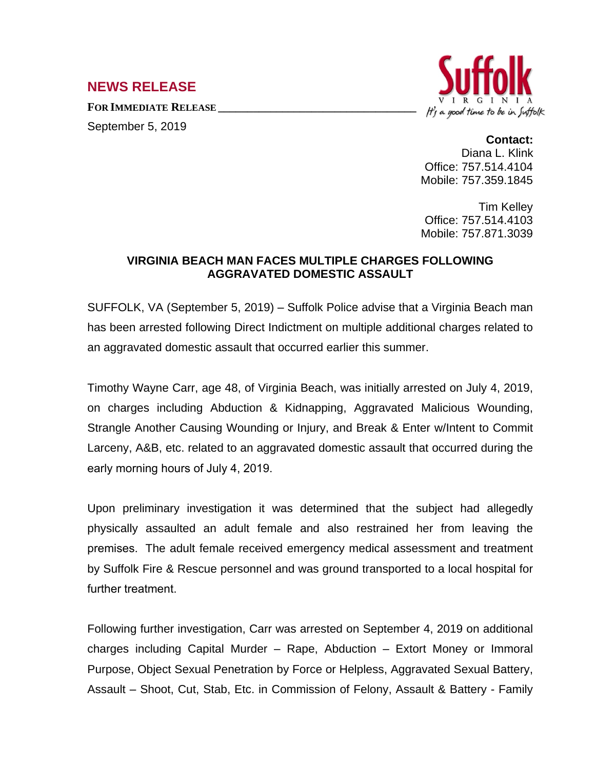## NEWS RELEASE

**FOR IMMEDIATE RELEASE**

September 5, 2019

Suffolk VIRGINIA It's a good time to be in Suffolk

**Contact:**
Diana L. Klink
Office: 757.514.4104
Mobile: 757.359.1845

Tim Kelley
Office: 757.514.4103
Mobile: 757.871.3039

**VIRGINIA BEACH MAN FACES MULTIPLE CHARGES FOLLOWING AGGRAVATED DOMESTIC ASSAULT**

SUFFOLK, VA (September 5, 2019) – Suffolk Police advise that a Virginia Beach man has been arrested following Direct Indictment on multiple additional charges related to an aggravated domestic assault that occurred earlier this summer.

Timothy Wayne Carr, age 48, of Virginia Beach, was initially arrested on July 4, 2019, on charges including Abduction & Kidnapping, Aggravated Malicious Wounding, Strangle Another Causing Wounding or Injury, and Break & Enter w/Intent to Commit Larceny, A&B, etc. related to an aggravated domestic assault that occurred during the early morning hours of July 4, 2019.

Upon preliminary investigation it was determined that the subject had allegedly physically assaulted an adult female and also restrained her from leaving the premises. The adult female received emergency medical assessment and treatment by Suffolk Fire & Rescue personnel and was ground transported to a local hospital for further treatment.

Following further investigation, Carr was arrested on September 4, 2019 on additional charges including Capital Murder – Rape, Abduction – Extort Money or Immoral Purpose, Object Sexual Penetration by Force or Helpless, Aggravated Sexual Battery, Assault – Shoot, Cut, Stab, Etc. in Commission of Felony, Assault & Battery - Family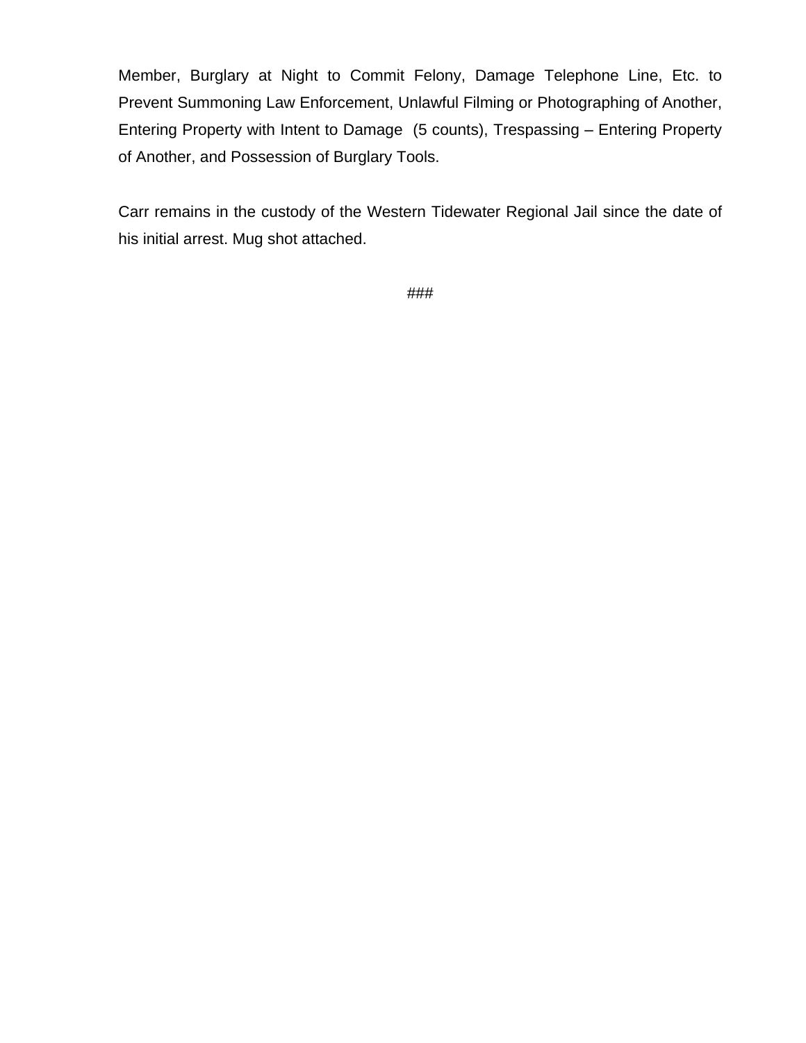Member, Burglary at Night to Commit Felony, Damage Telephone Line, Etc. to Prevent Summoning Law Enforcement, Unlawful Filming or Photographing of Another, Entering Property with Intent to Damage (5 counts), Trespassing – Entering Property of Another, and Possession of Burglary Tools.

Carr remains in the custody of the Western Tidewater Regional Jail since the date of his initial arrest. Mug shot attached.

###